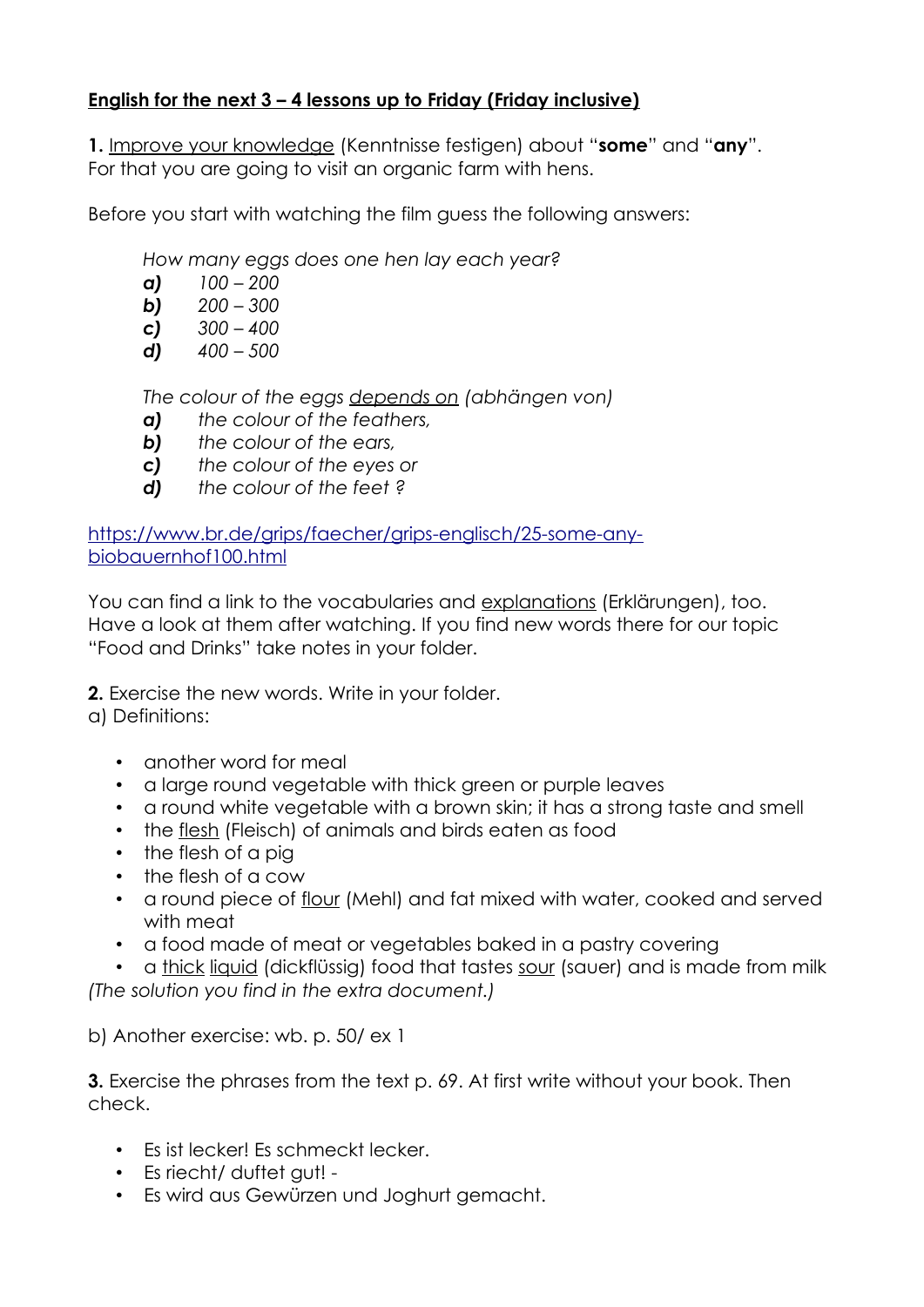**<u>English for the next 3 – 4 lessons up to Friday (Friday inclusive)</u>**

**1.** <u>Improve your knowledge</u> (Kenntnisse festigen) about "**some**" and "**any**".
For that you are going to visit an organic farm with hens.

Before you start with watching the film guess the following answers:

*How many eggs does one hen lay each year?*

***a)*** *100 – 200*
***b)*** *200 – 300*
***c)*** *300 – 400*
***d)*** *400 – 500*

*The colour of the eggs <u>depends on</u> (abhängen von)*

***a)*** *the colour of the feathers,*
***b)*** *the colour of the ears,*
***c)*** *the colour of the eyes or*
***d)*** *the colour of the feet ?*

[https://www.br.de/grips/faecher/grips-englisch/25-some-any-biobauernhof100.html](https://www.br.de/grips/faecher/grips-englisch/25-some-any-biobauernhof100.html)

You can find a link to the vocabularies and <u>explanations</u> (Erklärungen), too.
Have a look at them after watching. If you find new words there for our topic "Food and Drinks" take notes in your folder.

**2.** Exercise the new words. Write in your folder.
a) Definitions:

- another word for meal
- a large round vegetable with thick green or purple leaves
- a round white vegetable with a brown skin; it has a strong taste and smell
- the <u>flesh</u> (Fleisch) of animals and birds eaten as food
- the flesh of a pig
- the flesh of a cow
- a round piece of <u>flour</u> (Mehl) and fat mixed with water, cooked and served with meat
- a food made of meat or vegetables baked in a pastry covering
- a <u>thick</u> <u>liquid</u> (dickflüssig) food that tastes <u>sour</u> (sauer) and is made from milk

*(The solution you find in the extra document.)*

b) Another exercise: wb. p. 50/ ex 1

**3.** Exercise the phrases from the text p. 69. At first write without your book. Then check.

- Es ist lecker! Es schmeckt lecker.
- Es riecht/ duftet gut! -
- Es wird aus Gewürzen und Joghurt gemacht.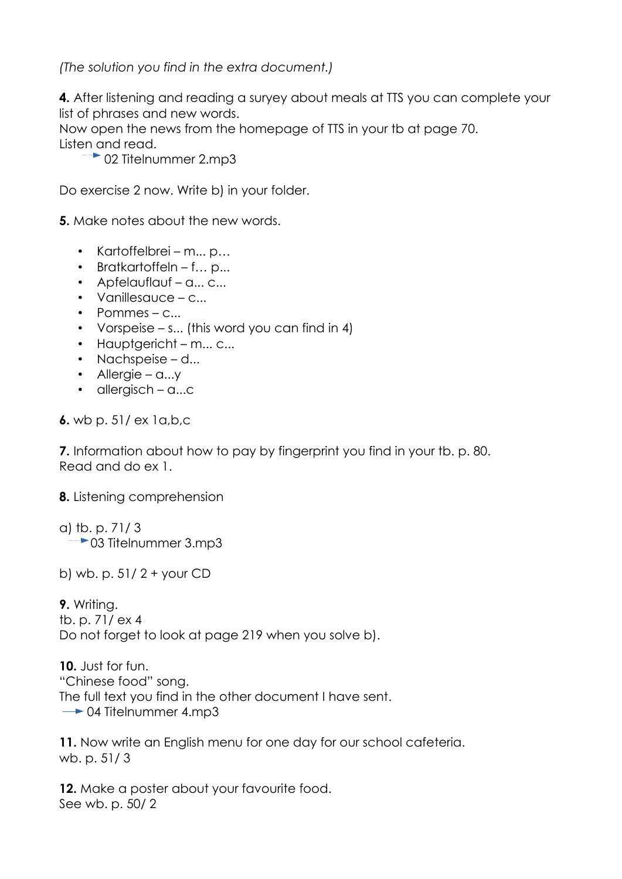*(The solution you find in the extra document.)*

**4.** After listening and reading a suryey about meals at TTS you can complete your list of phrases and new words.
Now open the news from the homepage of TTS in your tb at page 70.
Listen and read.
→ 02 Titelnummer 2.mp3

Do exercise 2 now. Write b) in your folder.

**5.** Make notes about the new words.

- Kartoffelbrei – m... p…
- Bratkartoffeln – f… p...
- Apfelauflauf – a... c...
- Vanillesauce – c...
- Pommes – c...
- Vorspeise – s... (this word you can find in 4)
- Hauptgericht – m... c...
- Nachspeise – d...
- Allergie – a...y
- allergisch – a...c

**6.** wb p. 51/ ex 1a,b,c

**7.** Information about how to pay by fingerprint you find in your tb. p. 80.
Read and do ex 1.

**8.** Listening comprehension

a) tb. p. 71/ 3
→ 03 Titelnummer 3.mp3

b) wb. p. 51/ 2 + your CD

**9.** Writing.
tb. p. 71/ ex 4
Do not forget to look at page 219 when you solve b).

**10.** Just for fun.
"Chinese food" song.
The full text you find in the other document I have sent.
→ 04 Titelnummer 4.mp3

**11.** Now write an English menu for one day for our school cafeteria.
wb. p. 51/ 3

**12.** Make a poster about your favourite food.
See wb. p. 50/ 2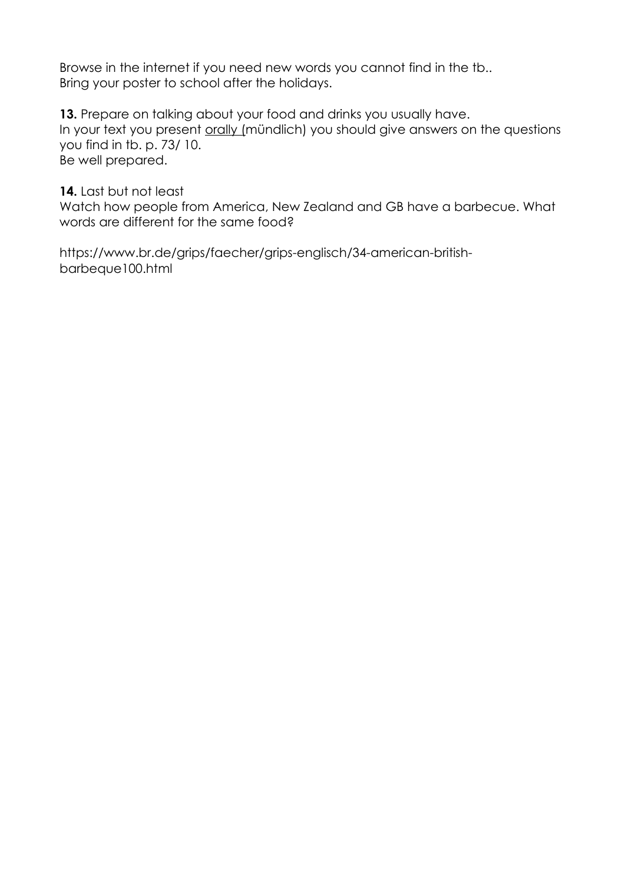Browse in the internet if you need new words you cannot find in the tb..
Bring your poster to school after the holidays.

**13.** Prepare on talking about your food and drinks you usually have.
In your text you present orally (mündlich) you should give answers on the questions you find in tb. p. 73/ 10.
Be well prepared.

**14.** Last but not least
Watch how people from America, New Zealand and GB have a barbecue. What words are different for the same food?

https://www.br.de/grips/faecher/grips-englisch/34-american-british-barbeque100.html